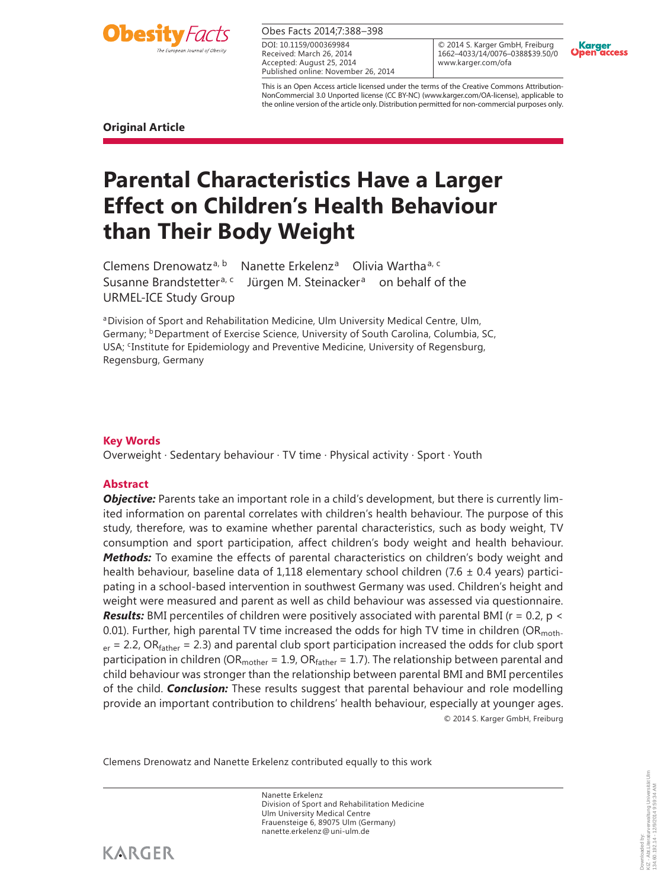Obes Facts 2014;7:388–398

DOI: 10.1159/000369984
Received: March 26, 2014
Accepted: August 25, 2014
Published online: November 26, 2014

© 2014 S. Karger GmbH, Freiburg
1662–4033/14/0076–0388$39.50/0
www.karger.com/ofa

This is an Open Access article licensed under the terms of the Creative Commons Attribution-NonCommercial 3.0 Unported license (CC BY-NC) (www.karger.com/OA-license), applicable to the online version of the article only. Distribution permitted for non-commercial purposes only.

**Original Article**

# Parental Characteristics Have a Larger Effect on Children's Health Behaviour than Their Body Weight

Clemens Drenowatz[a, b] Nanette Erkelenz[a] Olivia Wartha[a, c] Susanne Brandstetter[a, c] Jürgen M. Steinacker[a] on behalf of the URMEL-ICE Study Group

[a]Division of Sport and Rehabilitation Medicine, Ulm University Medical Centre, Ulm, Germany; [b]Department of Exercise Science, University of South Carolina, Columbia, SC, USA; [c]Institute for Epidemiology and Preventive Medicine, University of Regensburg, Regensburg, Germany

## Key Words

Overweight · Sedentary behaviour · TV time · Physical activity · Sport · Youth

## Abstract

***Objective:*** Parents take an important role in a child's development, but there is currently limited information on parental correlates with children's health behaviour. The purpose of this study, therefore, was to examine whether parental characteristics, such as body weight, TV consumption and sport participation, affect children's body weight and health behaviour. ***Methods:*** To examine the effects of parental characteristics on children's body weight and health behaviour, baseline data of 1,118 elementary school children (7.6 ± 0.4 years) participating in a school-based intervention in southwest Germany was used. Children's height and weight were measured and parent as well as child behaviour was assessed via questionnaire. ***Results:*** BMI percentiles of children were positively associated with parental BMI ($r = 0.2$, $p < 0.01$). Further, high parental TV time increased the odds for high TV time in children ($OR_{mother} = 2.2$, $OR_{father} = 2.3$) and parental club sport participation increased the odds for club sport participation in children ($OR_{mother} = 1.9$, $OR_{father} = 1.7$). The relationship between parental and child behaviour was stronger than the relationship between parental BMI and BMI percentiles of the child. ***Conclusion:*** These results suggest that parental behaviour and role modelling provide an important contribution to childrens' health behaviour, especially at younger ages.

© 2014 S. Karger GmbH, Freiburg

Clemens Drenowatz and Nanette Erkelenz contributed equally to this work

Nanette Erkelenz
Division of Sport and Rehabilitation Medicine
Ulm University Medical Centre
Frauensteige 6, 89075 Ulm (Germany)
nanette.erkelenz@uni-ulm.de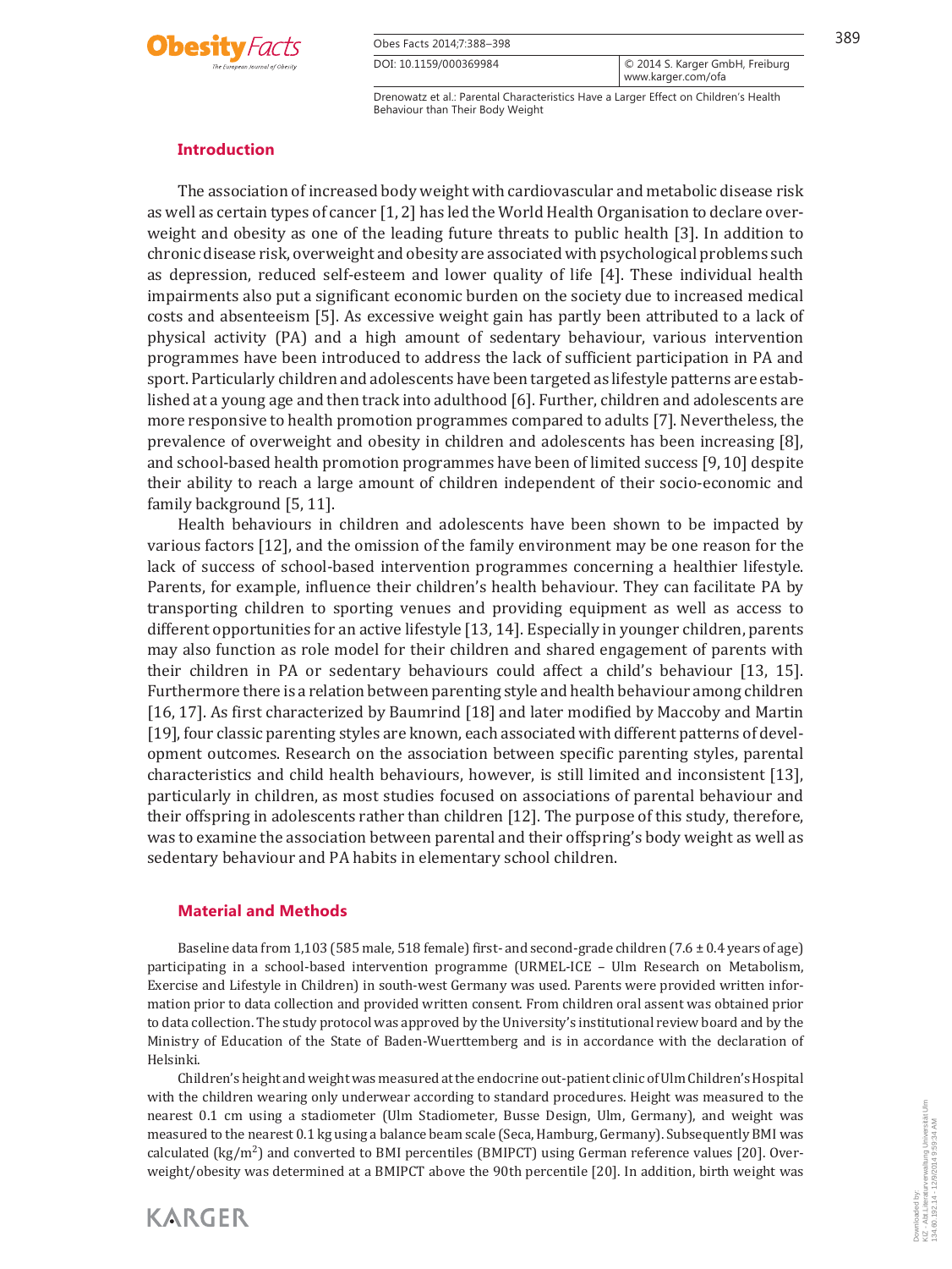## Introduction

The association of increased body weight with cardiovascular and metabolic disease risk as well as certain types of cancer [1, 2] has led the World Health Organisation to declare overweight and obesity as one of the leading future threats to public health [3]. In addition to chronic disease risk, overweight and obesity are associated with psychological problems such as depression, reduced self-esteem and lower quality of life [4]. These individual health impairments also put a significant economic burden on the society due to increased medical costs and absenteeism [5]. As excessive weight gain has partly been attributed to a lack of physical activity (PA) and a high amount of sedentary behaviour, various intervention programmes have been introduced to address the lack of sufficient participation in PA and sport. Particularly children and adolescents have been targeted as lifestyle patterns are established at a young age and then track into adulthood [6]. Further, children and adolescents are more responsive to health promotion programmes compared to adults [7]. Nevertheless, the prevalence of overweight and obesity in children and adolescents has been increasing [8], and school-based health promotion programmes have been of limited success [9, 10] despite their ability to reach a large amount of children independent of their socio-economic and family background [5, 11].

Health behaviours in children and adolescents have been shown to be impacted by various factors [12], and the omission of the family environment may be one reason for the lack of success of school-based intervention programmes concerning a healthier lifestyle. Parents, for example, influence their children's health behaviour. They can facilitate PA by transporting children to sporting venues and providing equipment as well as access to different opportunities for an active lifestyle [13, 14]. Especially in younger children, parents may also function as role model for their children and shared engagement of parents with their children in PA or sedentary behaviours could affect a child's behaviour [13, 15]. Furthermore there is a relation between parenting style and health behaviour among children [16, 17]. As first characterized by Baumrind [18] and later modified by Maccoby and Martin [19], four classic parenting styles are known, each associated with different patterns of development outcomes. Research on the association between specific parenting styles, parental characteristics and child health behaviours, however, is still limited and inconsistent [13], particularly in children, as most studies focused on associations of parental behaviour and their offspring in adolescents rather than children [12]. The purpose of this study, therefore, was to examine the association between parental and their offspring's body weight as well as sedentary behaviour and PA habits in elementary school children.

## Material and Methods

Baseline data from 1,103 (585 male, 518 female) first- and second-grade children (7.6 ± 0.4 years of age) participating in a school-based intervention programme (URMEL-ICE – Ulm Research on Metabolism, Exercise and Lifestyle in Children) in south-west Germany was used. Parents were provided written information prior to data collection and provided written consent. From children oral assent was obtained prior to data collection. The study protocol was approved by the University's institutional review board and by the Ministry of Education of the State of Baden-Wuerttemberg and is in accordance with the declaration of Helsinki.

Children's height and weight was measured at the endocrine out-patient clinic of Ulm Children's Hospital with the children wearing only underwear according to standard procedures. Height was measured to the nearest 0.1 cm using a stadiometer (Ulm Stadiometer, Busse Design, Ulm, Germany), and weight was measured to the nearest 0.1 kg using a balance beam scale (Seca, Hamburg, Germany). Subsequently BMI was calculated ($kg/m^2$) and converted to BMI percentiles (BMIPCT) using German reference values [20]. Overweight/obesity was determined at a BMIPCT above the 90th percentile [20]. In addition, birth weight was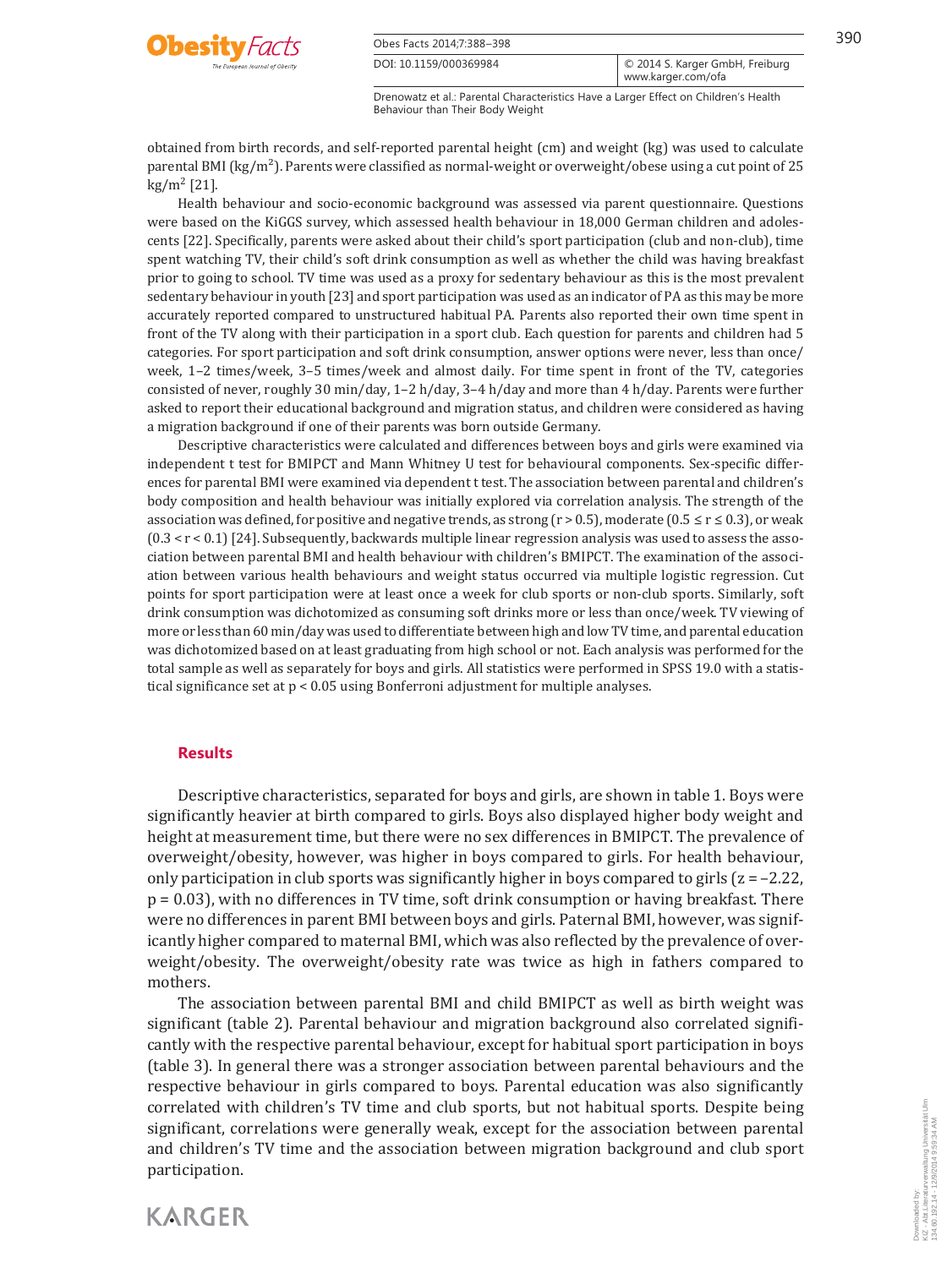obtained from birth records, and self-reported parental height (cm) and weight (kg) was used to calculate parental BMI ($kg/m^2$). Parents were classified as normal-weight or overweight/obese using a cut point of 25 $kg/m^2$ [21].

Health behaviour and socio-economic background was assessed via parent questionnaire. Questions were based on the KiGGS survey, which assessed health behaviour in 18,000 German children and adolescents [22]. Specifically, parents were asked about their child's sport participation (club and non-club), time spent watching TV, their child's soft drink consumption as well as whether the child was having breakfast prior to going to school. TV time was used as a proxy for sedentary behaviour as this is the most prevalent sedentary behaviour in youth [23] and sport participation was used as an indicator of PA as this may be more accurately reported compared to unstructured habitual PA. Parents also reported their own time spent in front of the TV along with their participation in a sport club. Each question for parents and children had 5 categories. For sport participation and soft drink consumption, answer options were never, less than once/week, 1–2 times/week, 3–5 times/week and almost daily. For time spent in front of the TV, categories consisted of never, roughly 30 min/day, 1–2 h/day, 3–4 h/day and more than 4 h/day. Parents were further asked to report their educational background and migration status, and children were considered as having a migration background if one of their parents was born outside Germany.

Descriptive characteristics were calculated and differences between boys and girls were examined via independent t test for BMIPCT and Mann Whitney U test for behavioural components. Sex-specific differences for parental BMI were examined via dependent t test. The association between parental and children's body composition and health behaviour was initially explored via correlation analysis. The strength of the association was defined, for positive and negative trends, as strong ($r > 0.5$), moderate ($0.5 \leq r \leq 0.3$), or weak ($0.3 < r < 0.1$) [24]. Subsequently, backwards multiple linear regression analysis was used to assess the association between parental BMI and health behaviour with children's BMIPCT. The examination of the association between various health behaviours and weight status occurred via multiple logistic regression. Cut points for sport participation were at least once a week for club sports or non-club sports. Similarly, soft drink consumption was dichotomized as consuming soft drinks more or less than once/week. TV viewing of more or less than 60 min/day was used to differentiate between high and low TV time, and parental education was dichotomized based on at least graduating from high school or not. Each analysis was performed for the total sample as well as separately for boys and girls. All statistics were performed in SPSS 19.0 with a statistical significance set at $p < 0.05$ using Bonferroni adjustment for multiple analyses.

## Results

Descriptive characteristics, separated for boys and girls, are shown in table 1. Boys were significantly heavier at birth compared to girls. Boys also displayed higher body weight and height at measurement time, but there were no sex differences in BMIPCT. The prevalence of overweight/obesity, however, was higher in boys compared to girls. For health behaviour, only participation in club sports was significantly higher in boys compared to girls ($z = -2.22$, $p = 0.03$), with no differences in TV time, soft drink consumption or having breakfast. There were no differences in parent BMI between boys and girls. Paternal BMI, however, was significantly higher compared to maternal BMI, which was also reflected by the prevalence of overweight/obesity. The overweight/obesity rate was twice as high in fathers compared to mothers.

The association between parental BMI and child BMIPCT as well as birth weight was significant (table 2). Parental behaviour and migration background also correlated significantly with the respective parental behaviour, except for habitual sport participation in boys (table 3). In general there was a stronger association between parental behaviours and the respective behaviour in girls compared to boys. Parental education was also significantly correlated with children's TV time and club sports, but not habitual sports. Despite being significant, correlations were generally weak, except for the association between parental and children's TV time and the association between migration background and club sport participation.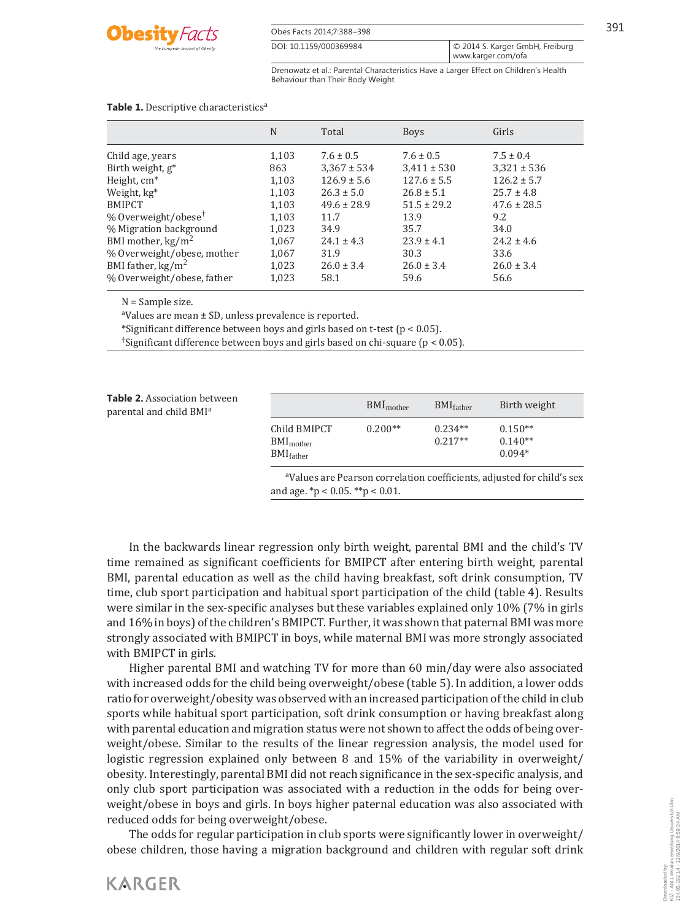**Table 1.** Descriptive characteristics[a]

| | N | Total | Boys | Girls |
|---|---|---|---|---|
| Child age, years | 1,103 | 7.6 ± 0.5 | 7.6 ± 0.5 | 7.5 ± 0.4 |
| Birth weight, g* | 863 | 3,367 ± 534 | 3,411 ± 530 | 3,321 ± 536 |
| Height, cm* | 1,103 | 126.9 ± 5.6 | 127.6 ± 5.5 | 126.2 ± 5.7 |
| Weight, kg* | 1,103 | 26.3 ± 5.0 | 26.8 ± 5.1 | 25.7 ± 4.8 |
| BMIPCT | 1,103 | 49.6 ± 28.9 | 51.5 ± 29.2 | 47.6 ± 28.5 |
| % Overweight/obese[†] | 1,103 | 11.7 | 13.9 | 9.2 |
| % Migration background | 1,023 | 34.9 | 35.7 | 34.0 |
| BMI mother, kg/m$^2$ | 1,067 | 24.1 ± 4.3 | 23.9 ± 4.1 | 24.2 ± 4.6 |
| % Overweight/obese, mother | 1,067 | 31.9 | 30.3 | 33.6 |
| BMI father, kg/m$^2$ | 1,023 | 26.0 ± 3.4 | 26.0 ± 3.4 | 26.0 ± 3.4 |
| % Overweight/obese, father | 1,023 | 58.1 | 59.6 | 56.6 |

N = Sample size.
[a]Values are mean ± SD, unless prevalence is reported.
*Significant difference between boys and girls based on t-test ($p < 0.05$).
[†]Significant difference between boys and girls based on chi-square ($p < 0.05$).

**Table 2.** Association between parental and child BMI[a]

| | $BMI_{mother}$ | $BMI_{father}$ | Birth weight |
|---|---|---|---|
| Child BMIPCT | 0.200** | 0.234** | 0.150** |
| $BMI_{mother}$ | | 0.217** | 0.140** |
| $BMI_{father}$ | | | 0.094* |

[a]Values are Pearson correlation coefficients, adjusted for child's sex and age. *$p < 0.05$. **$p < 0.01$.

In the backwards linear regression only birth weight, parental BMI and the child's TV time remained as significant coefficients for BMIPCT after entering birth weight, parental BMI, parental education as well as the child having breakfast, soft drink consumption, TV time, club sport participation and habitual sport participation of the child (table 4). Results were similar in the sex-specific analyses but these variables explained only 10% (7% in girls and 16% in boys) of the children's BMIPCT. Further, it was shown that paternal BMI was more strongly associated with BMIPCT in boys, while maternal BMI was more strongly associated with BMIPCT in girls.

Higher parental BMI and watching TV for more than 60 min/day were also associated with increased odds for the child being overweight/obese (table 5). In addition, a lower odds ratio for overweight/obesity was observed with an increased participation of the child in club sports while habitual sport participation, soft drink consumption or having breakfast along with parental education and migration status were not shown to affect the odds of being overweight/obese. Similar to the results of the linear regression analysis, the model used for logistic regression explained only between 8 and 15% of the variability in overweight/obesity. Interestingly, parental BMI did not reach significance in the sex-specific analysis, and only club sport participation was associated with a reduction in the odds for being overweight/obese in boys and girls. In boys higher paternal education was also associated with reduced odds for being overweight/obese.

The odds for regular participation in club sports were significantly lower in overweight/obese children, those having a migration background and children with regular soft drink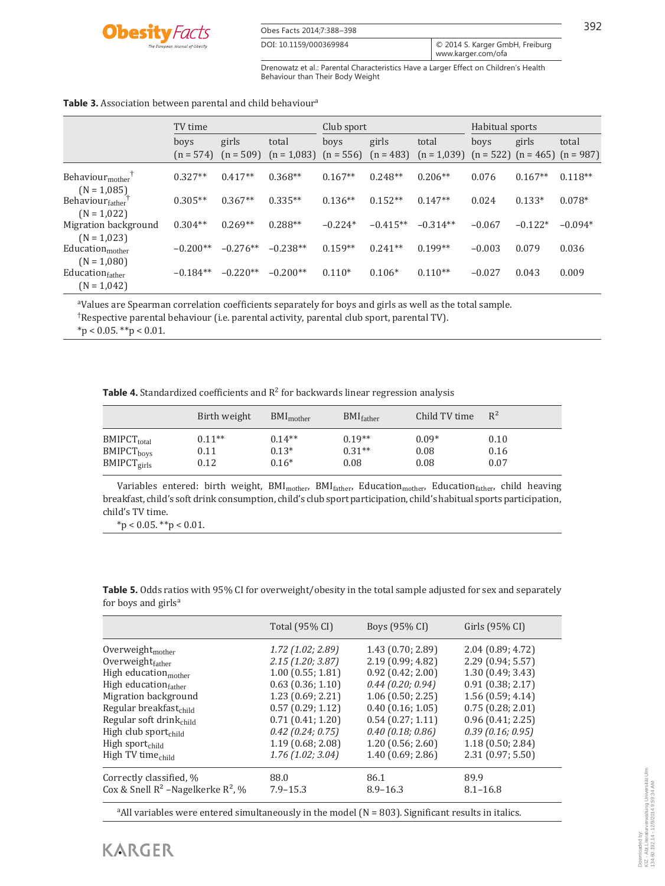**Table 3.** Association between parental and child behaviour[a]

| | TV time | | | Club sport | | | Habitual sports | | |
|---|---|---|---|---|---|---|---|---|---|
| | boys (n = 574) | girls (n = 509) | total (n = 1,083) | boys (n = 556) | girls (n = 483) | total (n = 1,039) | boys (n = 522) | girls (n = 465) | total (n = 987) |
| $Behaviour_{mother}$[†] (N = 1,085) | 0.327** | 0.417** | 0.368** | 0.167** | 0.248** | 0.206** | 0.076 | 0.167** | 0.118** |
| $Behaviour_{father}$[†] (N = 1,022) | 0.305** | 0.367** | 0.335** | 0.136** | 0.152** | 0.147** | 0.024 | 0.133* | 0.078* |
| Migration background (N = 1,023) | 0.304** | 0.269** | 0.288** | −0.224* | −0.415** | −0.314** | −0.067 | −0.122* | −0.094* |
| $Education_{mother}$ (N = 1,080) | −0.200** | −0.276** | −0.238** | 0.159** | 0.241** | 0.199** | −0.003 | 0.079 | 0.036 |
| $Education_{father}$ (N = 1,042) | −0.184** | −0.220** | −0.200** | 0.110* | 0.106* | 0.110** | −0.027 | 0.043 | 0.009 |

[a]Values are Spearman correlation coefficients separately for boys and girls as well as the total sample.
[†]Respective parental behaviour (i.e. parental activity, parental club sport, parental TV).
*p < 0.05. **p < 0.01.

**Table 4.** Standardized coefficients and $R^2$ for backwards linear regression analysis

| | Birth weight | $BMI_{mother}$ | $BMI_{father}$ | Child TV time | $R^2$ |
|---|---|---|---|---|---|
| $BMIPCT_{total}$ | 0.11** | 0.14** | 0.19** | 0.09* | 0.10 |
| $BMIPCT_{boys}$ | 0.11 | 0.13* | 0.31** | 0.08 | 0.16 |
| $BMIPCT_{girls}$ | 0.12 | 0.16* | 0.08 | 0.08 | 0.07 |

Variables entered: birth weight, $BMI_{mother}$, $BMI_{father}$, $Education_{mother}$, $Education_{father}$, child heaving breakfast, child's soft drink consumption, child's club sport participation, child's habitual sports participation, child's TV time.
*p < 0.05. **p < 0.01.

**Table 5.** Odds ratios with 95% CI for overweight/obesity in the total sample adjusted for sex and separately for boys and girls[a]

| | Total (95% CI) | Boys (95% CI) | Girls (95% CI) |
|---|---|---|---|
| $Overweight_{mother}$ | *1.72 (1.02; 2.89)* | 1.43 (0.70; 2.89) | 2.04 (0.89; 4.72) |
| $Overweight_{father}$ | *2.15 (1.20; 3.87)* | 2.19 (0.99; 4.82) | 2.29 (0.94; 5.57) |
| High $education_{mother}$ | 1.00 (0.55; 1.81) | 0.92 (0.42; 2.00) | 1.30 (0.49; 3.43) |
| High $education_{father}$ | 0.63 (0.36; 1.10) | *0.44 (0.20; 0.94)* | 0.91 (0.38; 2.17) |
| Migration background | 1.23 (0.69; 2.21) | 1.06 (0.50; 2.25) | 1.56 (0.59; 4.14) |
| Regular $breakfast_{child}$ | 0.57 (0.29; 1.12) | 0.40 (0.16; 1.05) | 0.75 (0.28; 2.01) |
| Regular soft $drink_{child}$ | 0.71 (0.41; 1.20) | 0.54 (0.27; 1.11) | 0.96 (0.41; 2.25) |
| High club $sport_{child}$ | *0.42 (0.24; 0.75)* | *0.40 (0.18; 0.86)* | *0.39 (0.16; 0.95)* |
| High $sport_{child}$ | 1.19 (0.68; 2.08) | 1.20 (0.56; 2.60) | 1.18 (0.50; 2.84) |
| High TV $time_{child}$ | *1.76 (1.02; 3.04)* | 1.40 (0.69; 2.86) | 2.31 (0.97; 5.50) |
| Correctly classified, % | 88.0 | 86.1 | 89.9 |
| Cox & Snell $R^2$ –Nagelkerke $R^2$, % | 7.9–15.3 | 8.9–16.3 | 8.1–16.8 |

[a]All variables were entered simultaneously in the model (N = 803). Significant results in italics.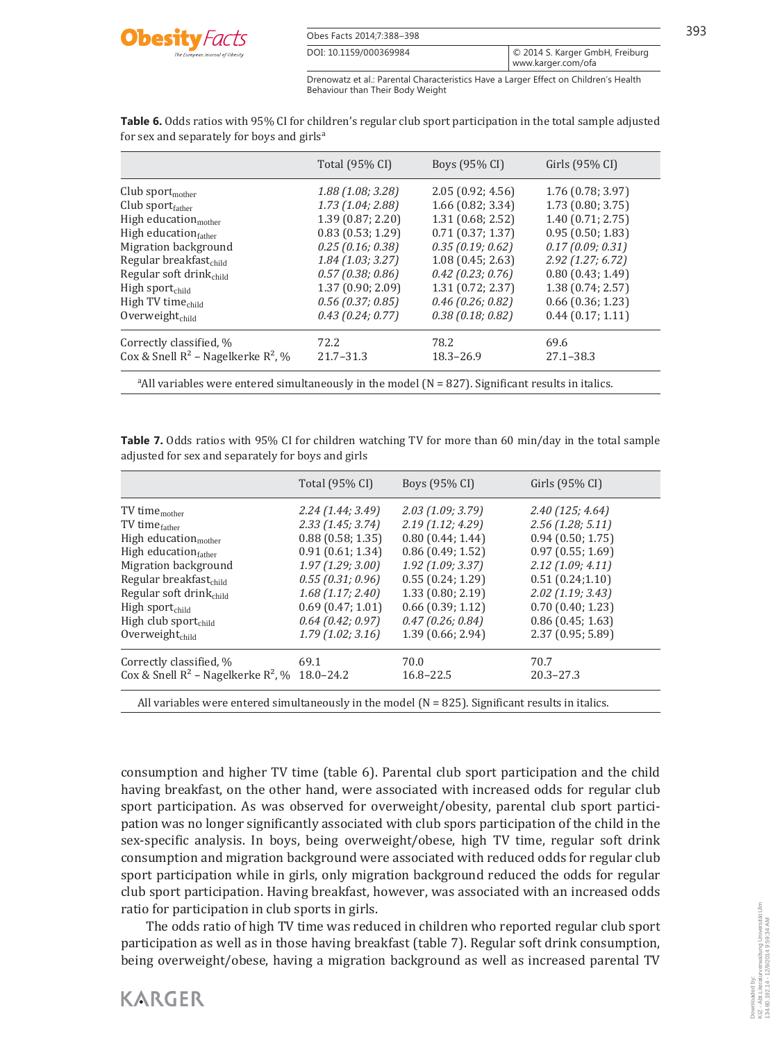**Table 6.** Odds ratios with 95% CI for children's regular club sport participation in the total sample adjusted for sex and separately for boys and girls[a]

| | Total (95% CI) | Boys (95% CI) | Girls (95% CI) |
|---|---|---|---|
| Club sport$_{mother}$ | *1.88 (1.08; 3.28)* | 2.05 (0.92; 4.56) | 1.76 (0.78; 3.97) |
| Club sport$_{father}$ | *1.73 (1.04; 2.88)* | 1.66 (0.82; 3.34) | 1.73 (0.80; 3.75) |
| High education$_{mother}$ | 1.39 (0.87; 2.20) | 1.31 (0.68; 2.52) | 1.40 (0.71; 2.75) |
| High education$_{father}$ | 0.83 (0.53; 1.29) | 0.71 (0.37; 1.37) | 0.95 (0.50; 1.83) |
| Migration background | *0.25 (0.16; 0.38)* | *0.35 (0.19; 0.62)* | *0.17 (0.09; 0.31)* |
| Regular breakfast$_{child}$ | *1.84 (1.03; 3.27)* | 1.08 (0.45; 2.63) | *2.92 (1.27; 6.72)* |
| Regular soft drink$_{child}$ | *0.57 (0.38; 0.86)* | *0.42 (0.23; 0.76)* | 0.80 (0.43; 1.49) |
| High sport$_{child}$ | 1.37 (0.90; 2.09) | 1.31 (0.72; 2.37) | 1.38 (0.74; 2.57) |
| High TV time$_{child}$ | *0.56 (0.37; 0.85)* | *0.46 (0.26; 0.82)* | 0.66 (0.36; 1.23) |
| Overweight$_{child}$ | *0.43 (0.24; 0.77)* | *0.38 (0.18; 0.82)* | 0.44 (0.17; 1.11) |
| Correctly classified, % | 72.2 | 78.2 | 69.6 |
| Cox & Snell $R^2$ – Nagelkerke $R^2$, % | 21.7–31.3 | 18.3–26.9 | 27.1–38.3 |

[a]All variables were entered simultaneously in the model (N = 827). Significant results in italics.

**Table 7.** Odds ratios with 95% CI for children watching TV for more than 60 min/day in the total sample adjusted for sex and separately for boys and girls

| | Total (95% CI) | Boys (95% CI) | Girls (95% CI) |
|---|---|---|---|
| TV time$_{mother}$ | *2.24 (1.44; 3.49)* | *2.03 (1.09; 3.79)* | *2.40 (125; 4.64)* |
| TV time$_{father}$ | *2.33 (1.45; 3.74)* | *2.19 (1.12; 4.29)* | *2.56 (1.28; 5.11)* |
| High education$_{mother}$ | 0.88 (0.58; 1.35) | 0.80 (0.44; 1.44) | 0.94 (0.50; 1.75) |
| High education$_{father}$ | 0.91 (0.61; 1.34) | 0.86 (0.49; 1.52) | 0.97 (0.55; 1.69) |
| Migration background | *1.97 (1.29; 3.00)* | *1.92 (1.09; 3.37)* | *2.12 (1.09; 4.11)* |
| Regular breakfast$_{child}$ | *0.55 (0.31; 0.96)* | 0.55 (0.24; 1.29) | 0.51 (0.24;1.10) |
| Regular soft drink$_{child}$ | *1.68 (1.17; 2.40)* | 1.33 (0.80; 2.19) | *2.02 (1.19; 3.43)* |
| High sport$_{child}$ | 0.69 (0.47; 1.01) | 0.66 (0.39; 1.12) | 0.70 (0.40; 1.23) |
| High club sport$_{child}$ | *0.64 (0.42; 0.97)* | *0.47 (0.26; 0.84)* | 0.86 (0.45; 1.63) |
| Overweight$_{child}$ | *1.79 (1.02; 3.16)* | 1.39 (0.66; 2.94) | 2.37 (0.95; 5.89) |
| Correctly classified, % | 69.1 | 70.0 | 70.7 |
| Cox & Snell $R^2$ – Nagelkerke $R^2$, % | 18.0–24.2 | 16.8–22.5 | 20.3–27.3 |

All variables were entered simultaneously in the model (N = 825). Significant results in italics.

consumption and higher TV time (table 6). Parental club sport participation and the child having breakfast, on the other hand, were associated with increased odds for regular club sport participation. As was observed for overweight/obesity, parental club sport participation was no longer significantly associated with club spors participation of the child in the sex-specific analysis. In boys, being overweight/obese, high TV time, regular soft drink consumption and migration background were associated with reduced odds for regular club sport participation while in girls, only migration background reduced the odds for regular club sport participation. Having breakfast, however, was associated with an increased odds ratio for participation in club sports in girls.

The odds ratio of high TV time was reduced in children who reported regular club sport participation as well as in those having breakfast (table 7). Regular soft drink consumption, being overweight/obese, having a migration background as well as increased parental TV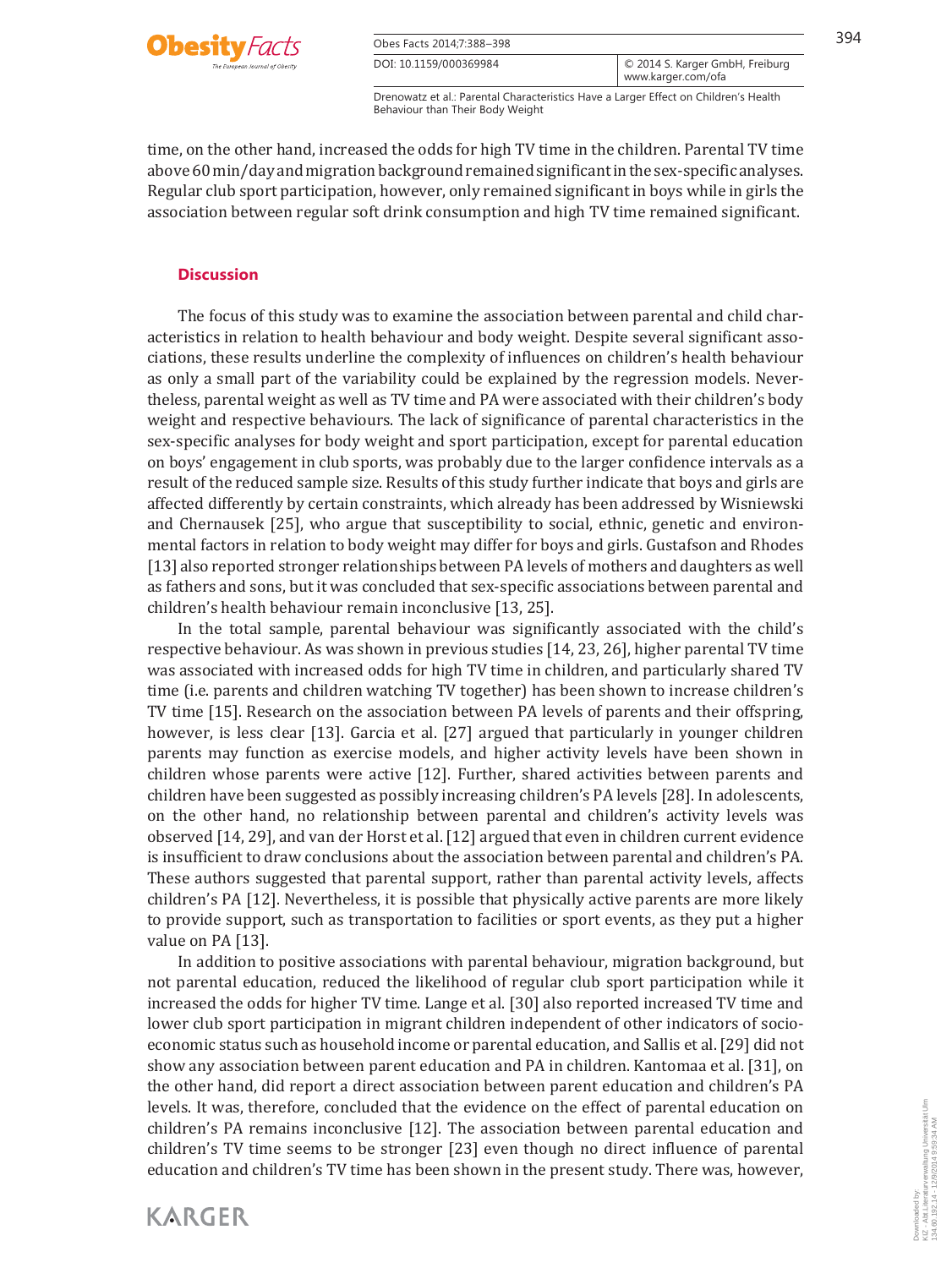time, on the other hand, increased the odds for high TV time in the children. Parental TV time above 60 min/day and migration background remained significant in the sex-specific analyses. Regular club sport participation, however, only remained significant in boys while in girls the association between regular soft drink consumption and high TV time remained significant.

## Discussion

The focus of this study was to examine the association between parental and child characteristics in relation to health behaviour and body weight. Despite several significant associations, these results underline the complexity of influences on children's health behaviour as only a small part of the variability could be explained by the regression models. Nevertheless, parental weight as well as TV time and PA were associated with their children's body weight and respective behaviours. The lack of significance of parental characteristics in the sex-specific analyses for body weight and sport participation, except for parental education on boys' engagement in club sports, was probably due to the larger confidence intervals as a result of the reduced sample size. Results of this study further indicate that boys and girls are affected differently by certain constraints, which already has been addressed by Wisniewski and Chernausek [25], who argue that susceptibility to social, ethnic, genetic and environmental factors in relation to body weight may differ for boys and girls. Gustafson and Rhodes [13] also reported stronger relationships between PA levels of mothers and daughters as well as fathers and sons, but it was concluded that sex-specific associations between parental and children's health behaviour remain inconclusive [13, 25].

In the total sample, parental behaviour was significantly associated with the child's respective behaviour. As was shown in previous studies [14, 23, 26], higher parental TV time was associated with increased odds for high TV time in children, and particularly shared TV time (i.e. parents and children watching TV together) has been shown to increase children's TV time [15]. Research on the association between PA levels of parents and their offspring, however, is less clear [13]. Garcia et al. [27] argued that particularly in younger children parents may function as exercise models, and higher activity levels have been shown in children whose parents were active [12]. Further, shared activities between parents and children have been suggested as possibly increasing children's PA levels [28]. In adolescents, on the other hand, no relationship between parental and children's activity levels was observed [14, 29], and van der Horst et al. [12] argued that even in children current evidence is insufficient to draw conclusions about the association between parental and children's PA. These authors suggested that parental support, rather than parental activity levels, affects children's PA [12]. Nevertheless, it is possible that physically active parents are more likely to provide support, such as transportation to facilities or sport events, as they put a higher value on PA [13].

In addition to positive associations with parental behaviour, migration background, but not parental education, reduced the likelihood of regular club sport participation while it increased the odds for higher TV time. Lange et al. [30] also reported increased TV time and lower club sport participation in migrant children independent of other indicators of socioeconomic status such as household income or parental education, and Sallis et al. [29] did not show any association between parent education and PA in children. Kantomaa et al. [31], on the other hand, did report a direct association between parent education and children's PA levels. It was, therefore, concluded that the evidence on the effect of parental education on children's PA remains inconclusive [12]. The association between parental education and children's TV time seems to be stronger [23] even though no direct influence of parental education and children's TV time has been shown in the present study. There was, however,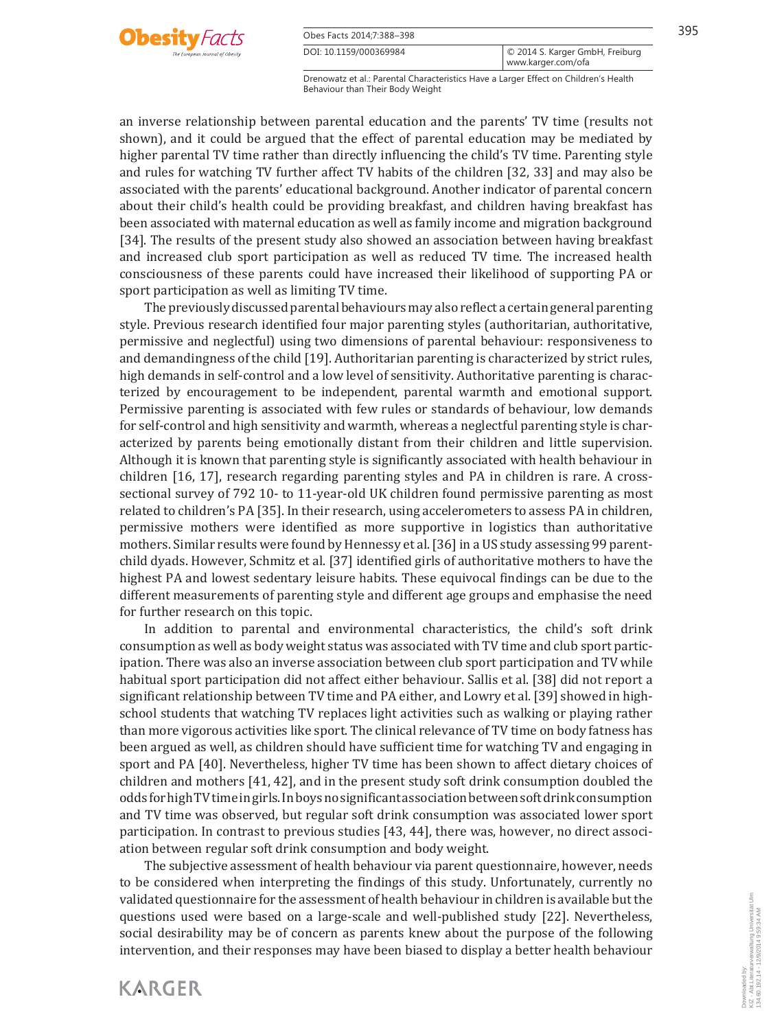an inverse relationship between parental education and the parents' TV time (results not shown), and it could be argued that the effect of parental education may be mediated by higher parental TV time rather than directly influencing the child's TV time. Parenting style and rules for watching TV further affect TV habits of the children [32, 33] and may also be associated with the parents' educational background. Another indicator of parental concern about their child's health could be providing breakfast, and children having breakfast has been associated with maternal education as well as family income and migration background [34]. The results of the present study also showed an association between having breakfast and increased club sport participation as well as reduced TV time. The increased health consciousness of these parents could have increased their likelihood of supporting PA or sport participation as well as limiting TV time.

The previously discussed parental behaviours may also reflect a certain general parenting style. Previous research identified four major parenting styles (authoritarian, authoritative, permissive and neglectful) using two dimensions of parental behaviour: responsiveness to and demandingness of the child [19]. Authoritarian parenting is characterized by strict rules, high demands in self-control and a low level of sensitivity. Authoritative parenting is characterized by encouragement to be independent, parental warmth and emotional support. Permissive parenting is associated with few rules or standards of behaviour, low demands for self-control and high sensitivity and warmth, whereas a neglectful parenting style is characterized by parents being emotionally distant from their children and little supervision. Although it is known that parenting style is significantly associated with health behaviour in children [16, 17], research regarding parenting styles and PA in children is rare. A cross-sectional survey of 792 10- to 11-year-old UK children found permissive parenting as most related to children's PA [35]. In their research, using accelerometers to assess PA in children, permissive mothers were identified as more supportive in logistics than authoritative mothers. Similar results were found by Hennessy et al. [36] in a US study assessing 99 parent-child dyads. However, Schmitz et al. [37] identified girls of authoritative mothers to have the highest PA and lowest sedentary leisure habits. These equivocal findings can be due to the different measurements of parenting style and different age groups and emphasise the need for further research on this topic.

In addition to parental and environmental characteristics, the child's soft drink consumption as well as body weight status was associated with TV time and club sport participation. There was also an inverse association between club sport participation and TV while habitual sport participation did not affect either behaviour. Sallis et al. [38] did not report a significant relationship between TV time and PA either, and Lowry et al. [39] showed in high-school students that watching TV replaces light activities such as walking or playing rather than more vigorous activities like sport. The clinical relevance of TV time on body fatness has been argued as well, as children should have sufficient time for watching TV and engaging in sport and PA [40]. Nevertheless, higher TV time has been shown to affect dietary choices of children and mothers [41, 42], and in the present study soft drink consumption doubled the odds for high TV time in girls. In boys no significant association between soft drink consumption and TV time was observed, but regular soft drink consumption was associated lower sport participation. In contrast to previous studies [43, 44], there was, however, no direct association between regular soft drink consumption and body weight.

The subjective assessment of health behaviour via parent questionnaire, however, needs to be considered when interpreting the findings of this study. Unfortunately, currently no validated questionnaire for the assessment of health behaviour in children is available but the questions used were based on a large-scale and well-published study [22]. Nevertheless, social desirability may be of concern as parents knew about the purpose of the following intervention, and their responses may have been biased to display a better health behaviour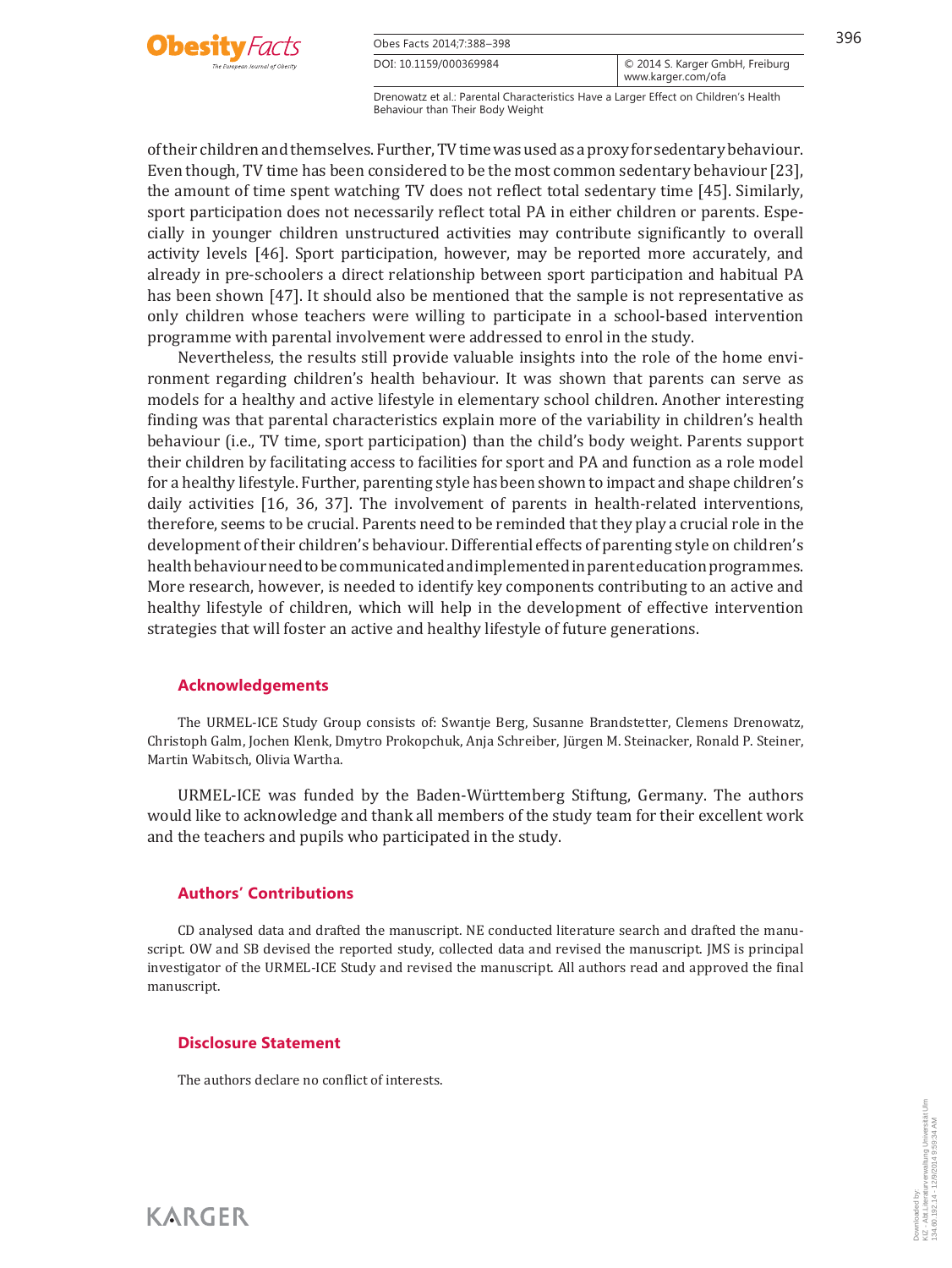of their children and themselves. Further, TV time was used as a proxy for sedentary behaviour. Even though, TV time has been considered to be the most common sedentary behaviour [23], the amount of time spent watching TV does not reflect total sedentary time [45]. Similarly, sport participation does not necessarily reflect total PA in either children or parents. Especially in younger children unstructured activities may contribute significantly to overall activity levels [46]. Sport participation, however, may be reported more accurately, and already in pre-schoolers a direct relationship between sport participation and habitual PA has been shown [47]. It should also be mentioned that the sample is not representative as only children whose teachers were willing to participate in a school-based intervention programme with parental involvement were addressed to enrol in the study.

Nevertheless, the results still provide valuable insights into the role of the home environment regarding children's health behaviour. It was shown that parents can serve as models for a healthy and active lifestyle in elementary school children. Another interesting finding was that parental characteristics explain more of the variability in children's health behaviour (i.e., TV time, sport participation) than the child's body weight. Parents support their children by facilitating access to facilities for sport and PA and function as a role model for a healthy lifestyle. Further, parenting style has been shown to impact and shape children's daily activities [16, 36, 37]. The involvement of parents in health-related interventions, therefore, seems to be crucial. Parents need to be reminded that they play a crucial role in the development of their children's behaviour. Differential effects of parenting style on children's health behaviour need to be communicated and implemented in parent education programmes. More research, however, is needed to identify key components contributing to an active and healthy lifestyle of children, which will help in the development of effective intervention strategies that will foster an active and healthy lifestyle of future generations.

## Acknowledgements

The URMEL-ICE Study Group consists of: Swantje Berg, Susanne Brandstetter, Clemens Drenowatz, Christoph Galm, Jochen Klenk, Dmytro Prokopchuk, Anja Schreiber, Jürgen M. Steinacker, Ronald P. Steiner, Martin Wabitsch, Olivia Wartha.

URMEL-ICE was funded by the Baden-Württemberg Stiftung, Germany. The authors would like to acknowledge and thank all members of the study team for their excellent work and the teachers and pupils who participated in the study.

## Authors' Contributions

CD analysed data and drafted the manuscript. NE conducted literature search and drafted the manuscript. OW and SB devised the reported study, collected data and revised the manuscript. JMS is principal investigator of the URMEL-ICE Study and revised the manuscript. All authors read and approved the final manuscript.

## Disclosure Statement

The authors declare no conflict of interests.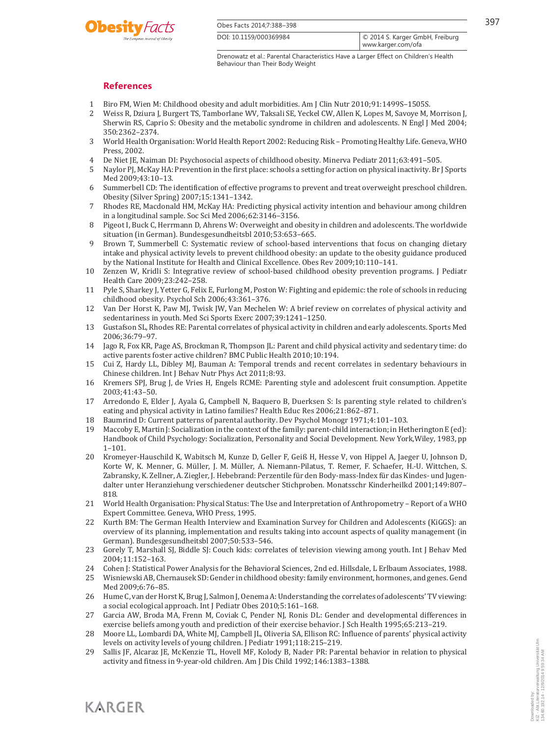## References

1. Biro FM, Wien M: Childhood obesity and adult morbidities. Am J Clin Nutr 2010;91:1499S–1505S.
2. Weiss R, Dziura J, Burgert TS, Tamborlane WV, Taksali SE, Yeckel CW, Allen K, Lopes M, Savoye M, Morrison J, Sherwin RS, Caprio S: Obesity and the metabolic syndrome in children and adolescents. N Engl J Med 2004; 350:2362–2374.
3. World Health Organisation: World Health Report 2002: Reducing Risk – Promoting Healthy Life. Geneva, WHO Press, 2002.
4. De Niet JE, Naiman DI: Psychosocial aspects of childhood obesity. Minerva Pediatr 2011;63:491–505.
5. Naylor PJ, McKay HA: Prevention in the first place: schools a setting for action on physical inactivity. Br J Sports Med 2009;43:10–13.
6. Summerbell CD: The identification of effective programs to prevent and treat overweight preschool children. Obesity (Silver Spring) 2007;15:1341–1342.
7. Rhodes RE, Macdonald HM, McKay HA: Predicting physical activity intention and behaviour among children in a longitudinal sample. Soc Sci Med 2006;62:3146–3156.
8. Pigeot I, Buck C, Herrmann D, Ahrens W: Overweight and obesity in children and adolescents. The worldwide situation (in German). Bundesgesundheitsbl 2010;53:653–665.
9. Brown T, Summerbell C: Systematic review of school-based interventions that focus on changing dietary intake and physical activity levels to prevent childhood obesity: an update to the obesity guidance produced by the National Institute for Health and Clinical Excellence. Obes Rev 2009;10:110–141.
10. Zenzen W, Kridli S: Integrative review of school-based childhood obesity prevention programs. J Pediatr Health Care 2009;23:242–258.
11. Pyle S, Sharkey J, Yetter G, Felix E, Furlong M, Poston W: Fighting and epidemic: the role of schools in reducing childhood obesity. Psychol Sch 2006;43:361–376.
12. Van Der Horst K, Paw MJ, Twisk JW, Van Mechelen W: A brief review on correlates of physical activity and sedentariness in youth. Med Sci Sports Exerc 2007;39:1241–1250.
13. Gustafson SL, Rhodes RE: Parental correlates of physical activity in children and early adolescents. Sports Med 2006;36:79–97.
14. Jago R, Fox KR, Page AS, Brockman R, Thompson JL: Parent and child physical activity and sedentary time: do active parents foster active children? BMC Public Health 2010;10:194.
15. Cui Z, Hardy LL, Dibley MJ, Bauman A: Temporal trends and recent correlates in sedentary behaviours in Chinese children. Int J Behav Nutr Phys Act 2011;8:93.
16. Kremers SPJ, Brug J, de Vries H, Engels RCME: Parenting style and adolescent fruit consumption. Appetite 2003;41:43–50.
17. Arredondo E, Elder J, Ayala G, Campbell N, Baquero B, Duerksen S: Is parenting style related to children's eating and physical activity in Latino families? Health Educ Res 2006;21:862–871.
18. Baumrind D: Current patterns of parental authority. Dev Psychol Monogr 1971;4:101–103.
19. Maccoby E, Martin J: Socialization in the context of the family: parent-child interaction; in Hetherington E (ed): Handbook of Child Psychology: Socialization, Personality and Social Development. New York,Wiley, 1983, pp 1–101.
20. Kromeyer-Hauschild K, Wabitsch M, Kunze D, Geller F, Geiß H, Hesse V, von Hippel A, Jaeger U, Johnson D, Korte W, K. Menner, G. Müller, J. M. Müller, A. Niemann-Pilatus, T. Remer, F. Schaefer, H.-U. Wittchen, S. Zabransky, K. Zellner, A. Ziegler, J. Hebebrand: Perzentile für den Body-mass-Index für das Kindes- und Jugendalter unter Heranziehung verschiedener deutscher Stichproben. Monatsschr Kinderheilkd 2001;149:807–818.
21. World Health Organisation: Physical Status: The Use and Interpretation of Anthropometry – Report of a WHO Expert Committee. Geneva, WHO Press, 1995.
22. Kurth BM: The German Health Interview and Examination Survey for Children and Adolescents (KiGGS): an overview of its planning, implementation and results taking into account aspects of quality management (in German). Bundesgesundheitsbl 2007;50:533–546.
23. Gorely T, Marshall SJ, Biddle SJ: Couch kids: correlates of television viewing among youth. Int J Behav Med 2004;11:152–163.
24. Cohen J: Statistical Power Analysis for the Behavioral Sciences, 2nd ed. Hillsdale, L Erlbaum Associates, 1988.
25. Wisniewski AB, Chernausek SD: Gender in childhood obesity: family environment, hormones, and genes. Gend Med 2009;6:76–85.
26. Hume C, van der Horst K, Brug J, Salmon J, Oenema A: Understanding the correlates of adolescents' TV viewing: a social ecological approach. Int J Pediatr Obes 2010;5:161–168.
27. Garcia AW, Broda MA, Frenn M, Coviak C, Pender NJ, Ronis DL: Gender and developmental differences in exercise beliefs among youth and prediction of their exercise behavior. J Sch Health 1995;65:213–219.
28. Moore LL, Lombardi DA, White MJ, Campbell JL, Oliveria SA, Ellison RC: Influence of parents' physical activity levels on activity levels of young children. J Pediatr 1991;118:215–219.
29. Sallis JF, Alcaraz JE, McKenzie TL, Hovell MF, Kolody B, Nader PR: Parental behavior in relation to physical activity and fitness in 9-year-old children. Am J Dis Child 1992;146:1383–1388.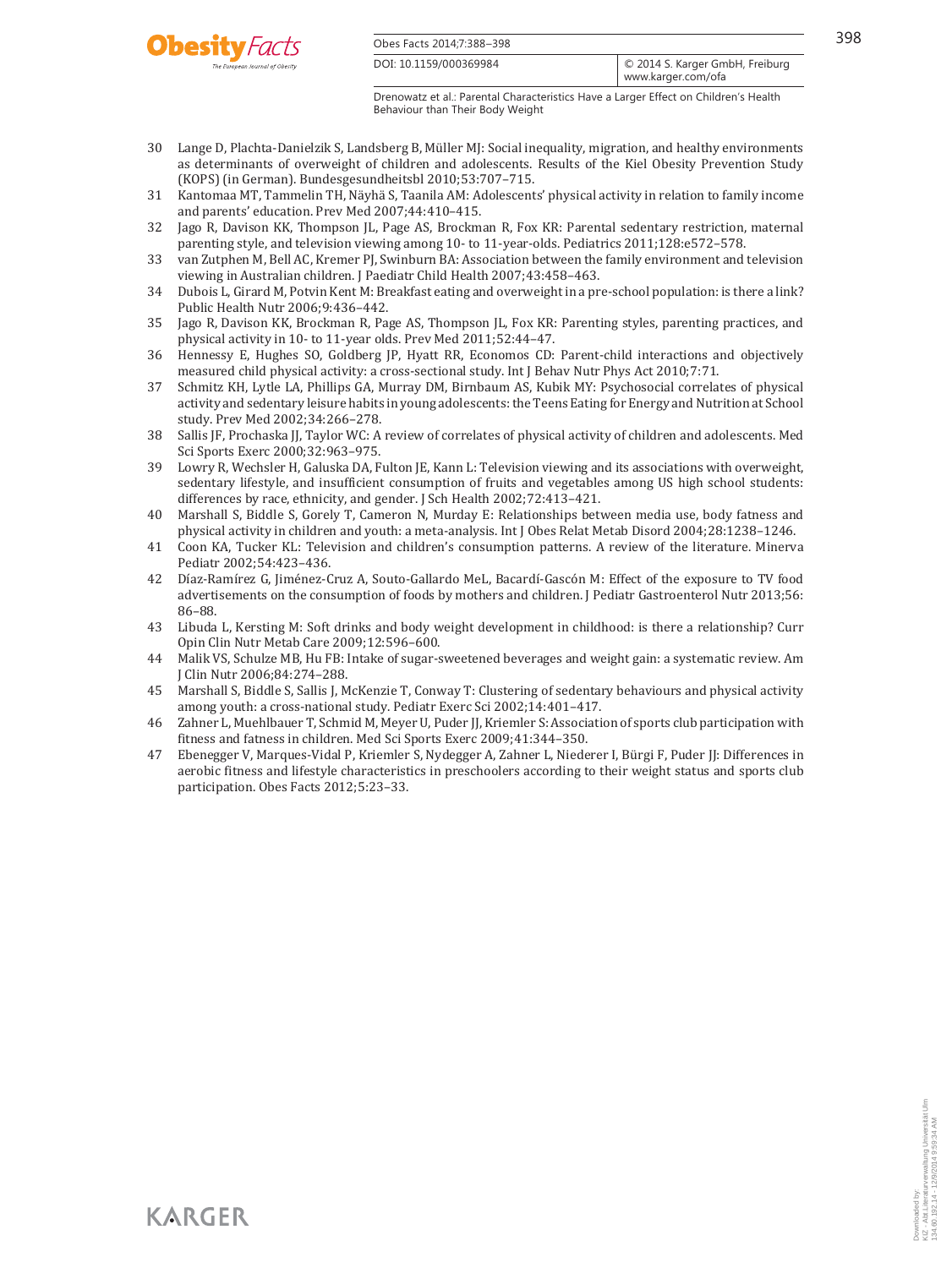30 Lange D, Plachta-Danielzik S, Landsberg B, Müller MJ: Social inequality, migration, and healthy environments as determinants of overweight of children and adolescents. Results of the Kiel Obesity Prevention Study (KOPS) (in German). Bundesgesundheitsbl 2010;53:707–715.

31 Kantomaa MT, Tammelin TH, Näyhä S, Taanila AM: Adolescents' physical activity in relation to family income and parents' education. Prev Med 2007;44:410–415.

32 Jago R, Davison KK, Thompson JL, Page AS, Brockman R, Fox KR: Parental sedentary restriction, maternal parenting style, and television viewing among 10- to 11-year-olds. Pediatrics 2011;128:e572–578.

33 van Zutphen M, Bell AC, Kremer PJ, Swinburn BA: Association between the family environment and television viewing in Australian children. J Paediatr Child Health 2007;43:458–463.

34 Dubois L, Girard M, Potvin Kent M: Breakfast eating and overweight in a pre-school population: is there a link? Public Health Nutr 2006;9:436–442.

35 Jago R, Davison KK, Brockman R, Page AS, Thompson JL, Fox KR: Parenting styles, parenting practices, and physical activity in 10- to 11-year olds. Prev Med 2011;52:44–47.

36 Hennessy E, Hughes SO, Goldberg JP, Hyatt RR, Economos CD: Parent-child interactions and objectively measured child physical activity: a cross-sectional study. Int J Behav Nutr Phys Act 2010;7:71.

37 Schmitz KH, Lytle LA, Phillips GA, Murray DM, Birnbaum AS, Kubik MY: Psychosocial correlates of physical activity and sedentary leisure habits in young adolescents: the Teens Eating for Energy and Nutrition at School study. Prev Med 2002;34:266–278.

38 Sallis JF, Prochaska JJ, Taylor WC: A review of correlates of physical activity of children and adolescents. Med Sci Sports Exerc 2000;32:963–975.

39 Lowry R, Wechsler H, Galuska DA, Fulton JE, Kann L: Television viewing and its associations with overweight, sedentary lifestyle, and insufficient consumption of fruits and vegetables among US high school students: differences by race, ethnicity, and gender. J Sch Health 2002;72:413–421.

40 Marshall S, Biddle S, Gorely T, Cameron N, Murday E: Relationships between media use, body fatness and physical activity in children and youth: a meta-analysis. Int J Obes Relat Metab Disord 2004;28:1238–1246.

41 Coon KA, Tucker KL: Television and children's consumption patterns. A review of the literature. Minerva Pediatr 2002;54:423–436.

42 Díaz-Ramírez G, Jiménez-Cruz A, Souto-Gallardo MeL, Bacardí-Gascón M: Effect of the exposure to TV food advertisements on the consumption of foods by mothers and children. J Pediatr Gastroenterol Nutr 2013;56:86–88.

43 Libuda L, Kersting M: Soft drinks and body weight development in childhood: is there a relationship? Curr Opin Clin Nutr Metab Care 2009;12:596–600.

44 Malik VS, Schulze MB, Hu FB: Intake of sugar-sweetened beverages and weight gain: a systematic review. Am J Clin Nutr 2006;84:274–288.

45 Marshall S, Biddle S, Sallis J, McKenzie T, Conway T: Clustering of sedentary behaviours and physical activity among youth: a cross-national study. Pediatr Exerc Sci 2002;14:401–417.

46 Zahner L, Muehlbauer T, Schmid M, Meyer U, Puder JJ, Kriemler S: Association of sports club participation with fitness and fatness in children. Med Sci Sports Exerc 2009;41:344–350.

47 Ebenegger V, Marques-Vidal P, Kriemler S, Nydegger A, Zahner L, Niederer I, Bürgi F, Puder JJ: Differences in aerobic fitness and lifestyle characteristics in preschoolers according to their weight status and sports club participation. Obes Facts 2012;5:23–33.